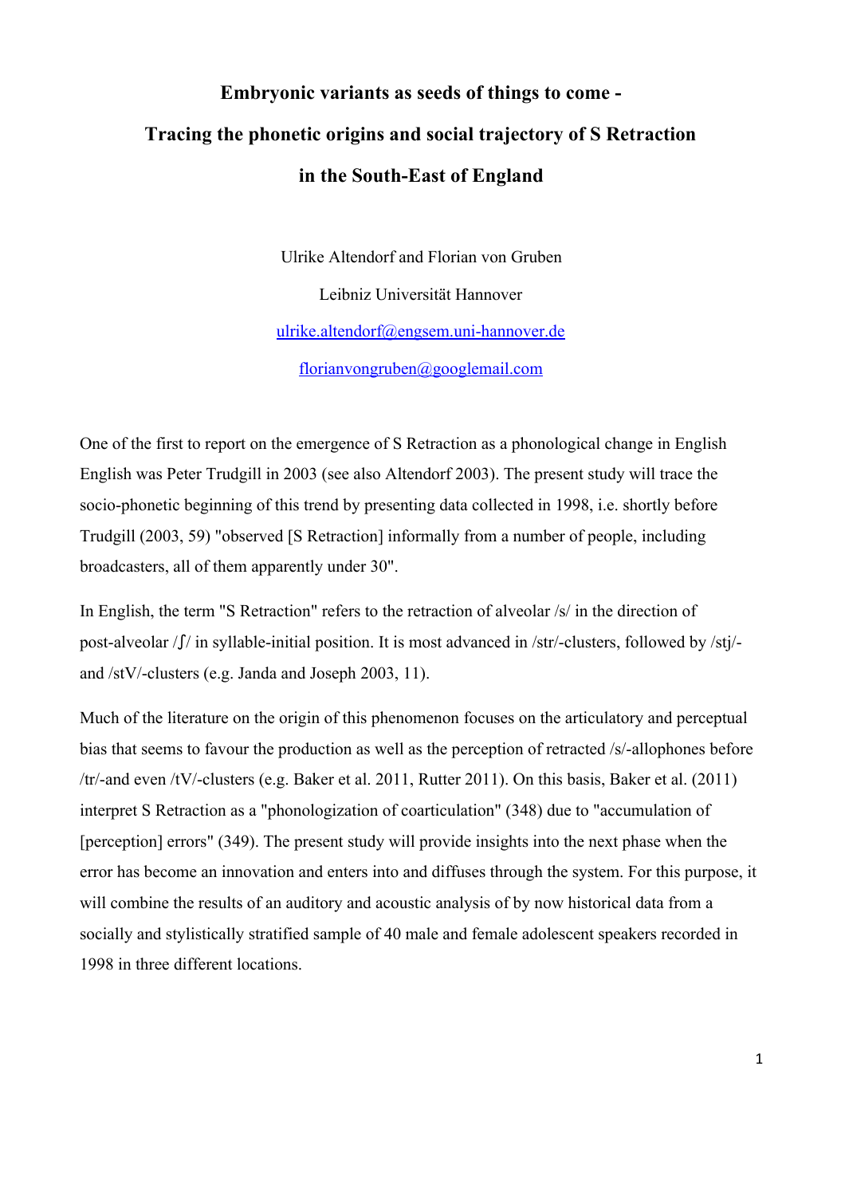# Embryonic variants as seeds of things to come - Tracing the phonetic origins and social trajectory of S Retraction in the South-East of England

Ulrike Altendorf and Florian von Gruben

Leibniz Universität Hannover

ulrike.altendorf@engsem.uni-hannover.de

florianvongruben@googlemail.com

One of the first to report on the emergence of S Retraction as a phonological change in English English was Peter Trudgill in 2003 (see also Altendorf 2003). The present study will trace the socio-phonetic beginning of this trend by presenting data collected in 1998, i.e. shortly before Trudgill (2003, 59) "observed [S Retraction] informally from a number of people, including broadcasters, all of them apparently under 30".

In English, the term "S Retraction" refers to the retraction of alveolar /s/ in the direction of post-alveolar /ʃ/ in syllable-initial position. It is most advanced in /str/-clusters, followed by /stj/- and /stV/-clusters (e.g. Janda and Joseph 2003, 11).

Much of the literature on the origin of this phenomenon focuses on the articulatory and perceptual bias that seems to favour the production as well as the perception of retracted /s/-allophones before /tr/-and even /tV/-clusters (e.g. Baker et al. 2011, Rutter 2011). On this basis, Baker et al. (2011) interpret S Retraction as a "phonologization of coarticulation" (348) due to "accumulation of [perception] errors" (349). The present study will provide insights into the next phase when the error has become an innovation and enters into and diffuses through the system. For this purpose, it will combine the results of an auditory and acoustic analysis of by now historical data from a socially and stylistically stratified sample of 40 male and female adolescent speakers recorded in 1998 in three different locations.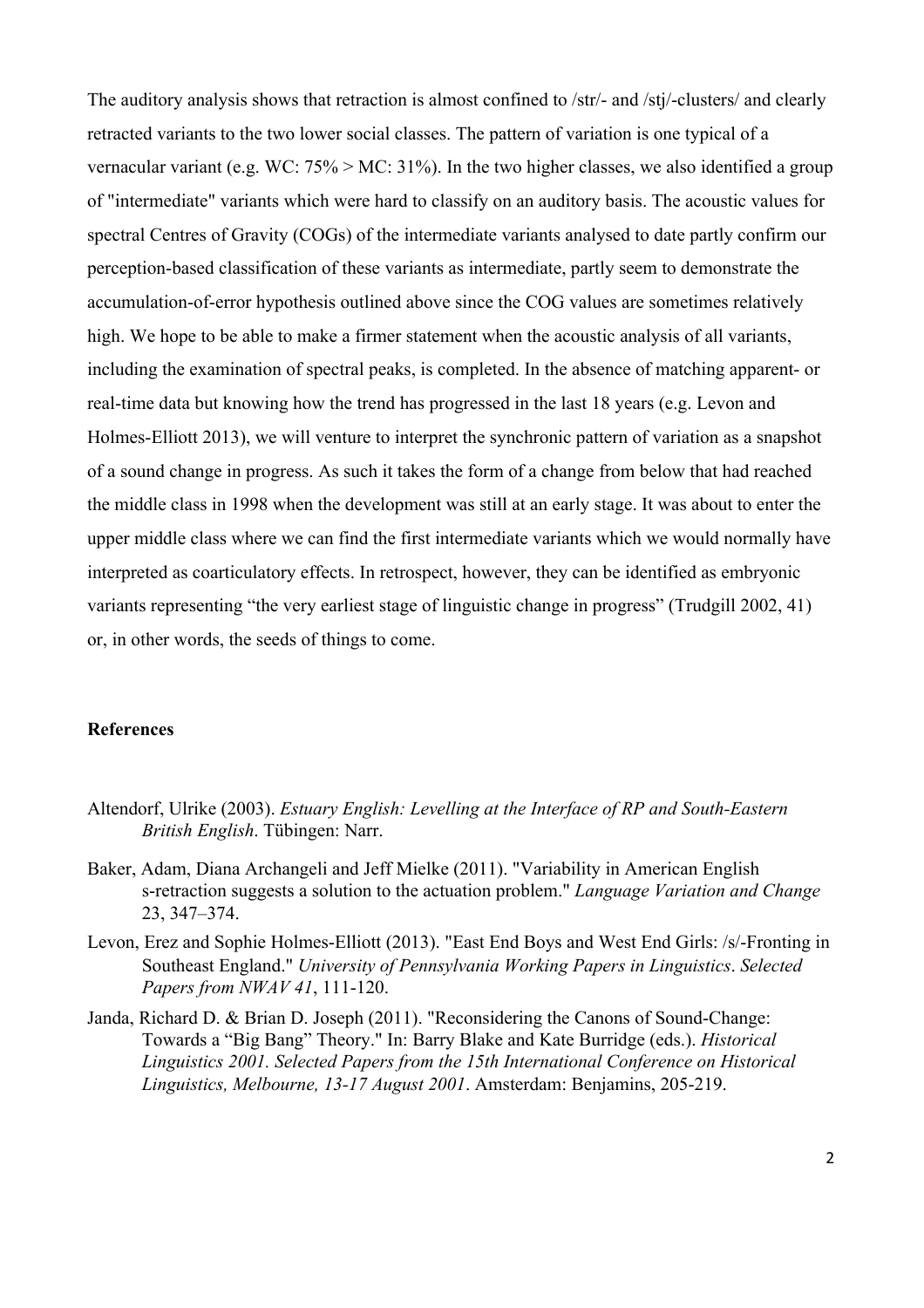The auditory analysis shows that retraction is almost confined to /str/- and /stj/-clusters/ and clearly retracted variants to the two lower social classes. The pattern of variation is one typical of a vernacular variant (e.g. WC: 75% > MC: 31%). In the two higher classes, we also identified a group of "intermediate" variants which were hard to classify on an auditory basis. The acoustic values for spectral Centres of Gravity (COGs) of the intermediate variants analysed to date partly confirm our perception-based classification of these variants as intermediate, partly seem to demonstrate the accumulation-of-error hypothesis outlined above since the COG values are sometimes relatively high. We hope to be able to make a firmer statement when the acoustic analysis of all variants, including the examination of spectral peaks, is completed. In the absence of matching apparent- or real-time data but knowing how the trend has progressed in the last 18 years (e.g. Levon and Holmes-Elliott 2013), we will venture to interpret the synchronic pattern of variation as a snapshot of a sound change in progress. As such it takes the form of a change from below that had reached the middle class in 1998 when the development was still at an early stage. It was about to enter the upper middle class where we can find the first intermediate variants which we would normally have interpreted as coarticulatory effects. In retrospect, however, they can be identified as embryonic variants representing "the very earliest stage of linguistic change in progress" (Trudgill 2002, 41) or, in other words, the seeds of things to come.

**References**

Altendorf, Ulrike (2003). *Estuary English: Levelling at the Interface of RP and South-Eastern British English*. Tübingen: Narr.

Baker, Adam, Diana Archangeli and Jeff Mielke (2011). "Variability in American English s-retraction suggests a solution to the actuation problem." *Language Variation and Change* 23, 347–374.

Levon, Erez and Sophie Holmes-Elliott (2013). "East End Boys and West End Girls: /s/-Fronting in Southeast England." *University of Pennsylvania Working Papers in Linguistics*. *Selected Papers from NWAV 41*, 111-120.

Janda, Richard D. & Brian D. Joseph (2011). "Reconsidering the Canons of Sound-Change: Towards a "Big Bang" Theory." In: Barry Blake and Kate Burridge (eds.). *Historical Linguistics 2001. Selected Papers from the 15th International Conference on Historical Linguistics, Melbourne, 13-17 August 2001*. Amsterdam: Benjamins, 205-219.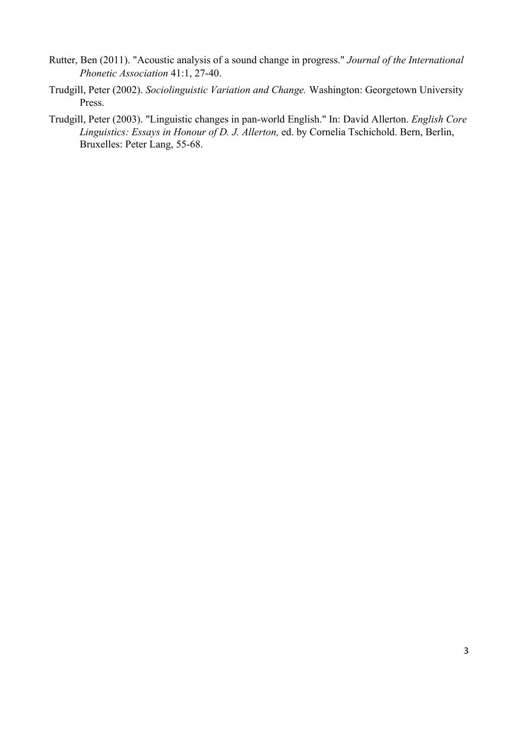Rutter, Ben (2011). "Acoustic analysis of a sound change in progress." *Journal of the International Phonetic Association* 41:1, 27-40.

Trudgill, Peter (2002). *Sociolinguistic Variation and Change.* Washington: Georgetown University Press.

Trudgill, Peter (2003). "Linguistic changes in pan-world English." In: David Allerton. *English Core Linguistics: Essays in Honour of D. J. Allerton,* ed. by Cornelia Tschichold. Bern, Berlin, Bruxelles: Peter Lang, 55-68.